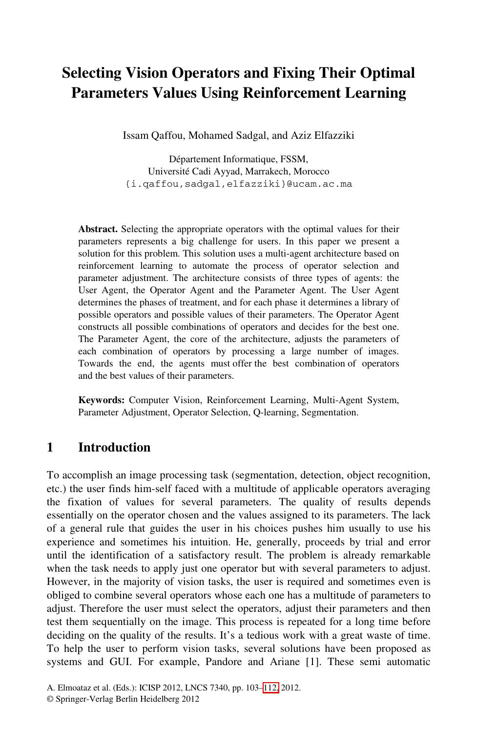# Selecting Vision Operators and Fixing Their Optimal Parameters Values Using Reinforcement Learning

Issam Qaffou, Mohamed Sadgal, and Aziz Elfazziki

Département Informatique, FSSM,
Université Cadi Ayyad, Marrakech, Morocco
{i.qaffou,sadgal,elfazziki}@ucam.ac.ma

**Abstract.** Selecting the appropriate operators with the optimal values for their parameters represents a big challenge for users. In this paper we present a solution for this problem. This solution uses a multi-agent architecture based on reinforcement learning to automate the process of operator selection and parameter adjustment. The architecture consists of three types of agents: the User Agent, the Operator Agent and the Parameter Agent. The User Agent determines the phases of treatment, and for each phase it determines a library of possible operators and possible values of their parameters. The Operator Agent constructs all possible combinations of operators and decides for the best one. The Parameter Agent, the core of the architecture, adjusts the parameters of each combination of operators by processing a large number of images. Towards the end, the agents must offer the best combination of operators and the best values of their parameters.

**Keywords:** Computer Vision, Reinforcement Learning, Multi-Agent System, Parameter Adjustment, Operator Selection, Q-learning, Segmentation.

## 1 Introduction

To accomplish an image processing task (segmentation, detection, object recognition, etc.) the user finds him-self faced with a multitude of applicable operators averaging the fixation of values for several parameters. The quality of results depends essentially on the operator chosen and the values assigned to its parameters. The lack of a general rule that guides the user in his choices pushes him usually to use his experience and sometimes his intuition. He, generally, proceeds by trial and error until the identification of a satisfactory result. The problem is already remarkable when the task needs to apply just one operator but with several parameters to adjust. However, in the majority of vision tasks, the user is required and sometimes even is obliged to combine several operators whose each one has a multitude of parameters to adjust. Therefore the user must select the operators, adjust their parameters and then test them sequentially on the image. This process is repeated for a long time before deciding on the quality of the results. It's a tedious work with a great waste of time. To help the user to perform vision tasks, several solutions have been proposed as systems and GUI. For example, Pandore and Ariane [1]. These semi automatic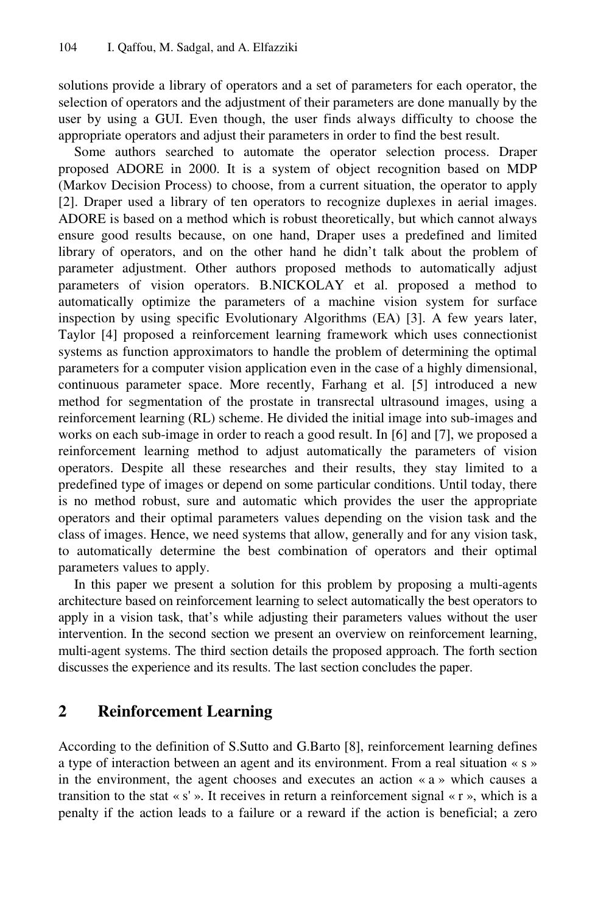solutions provide a library of operators and a set of parameters for each operator, the selection of operators and the adjustment of their parameters are done manually by the user by using a GUI. Even though, the user finds always difficulty to choose the appropriate operators and adjust their parameters in order to find the best result.

Some authors searched to automate the operator selection process. Draper proposed ADORE in 2000. It is a system of object recognition based on MDP (Markov Decision Process) to choose, from a current situation, the operator to apply [2]. Draper used a library of ten operators to recognize duplexes in aerial images. ADORE is based on a method which is robust theoretically, but which cannot always ensure good results because, on one hand, Draper uses a predefined and limited library of operators, and on the other hand he didn't talk about the problem of parameter adjustment. Other authors proposed methods to automatically adjust parameters of vision operators. B.NICKOLAY et al. proposed a method to automatically optimize the parameters of a machine vision system for surface inspection by using specific Evolutionary Algorithms (EA) [3]. A few years later, Taylor [4] proposed a reinforcement learning framework which uses connectionist systems as function approximators to handle the problem of determining the optimal parameters for a computer vision application even in the case of a highly dimensional, continuous parameter space. More recently, Farhang et al. [5] introduced a new method for segmentation of the prostate in transrectal ultrasound images, using a reinforcement learning (RL) scheme. He divided the initial image into sub-images and works on each sub-image in order to reach a good result. In [6] and [7], we proposed a reinforcement learning method to adjust automatically the parameters of vision operators. Despite all these researches and their results, they stay limited to a predefined type of images or depend on some particular conditions. Until today, there is no method robust, sure and automatic which provides the user the appropriate operators and their optimal parameters values depending on the vision task and the class of images. Hence, we need systems that allow, generally and for any vision task, to automatically determine the best combination of operators and their optimal parameters values to apply.

In this paper we present a solution for this problem by proposing a multi-agents architecture based on reinforcement learning to select automatically the best operators to apply in a vision task, that's while adjusting their parameters values without the user intervention. In the second section we present an overview on reinforcement learning, multi-agent systems. The third section details the proposed approach. The forth section discusses the experience and its results. The last section concludes the paper.

## 2 Reinforcement Learning

According to the definition of S.Sutto and G.Barto [8], reinforcement learning defines a type of interaction between an agent and its environment. From a real situation « s » in the environment, the agent chooses and executes an action « a » which causes a transition to the stat « s' ». It receives in return a reinforcement signal « r », which is a penalty if the action leads to a failure or a reward if the action is beneficial; a zero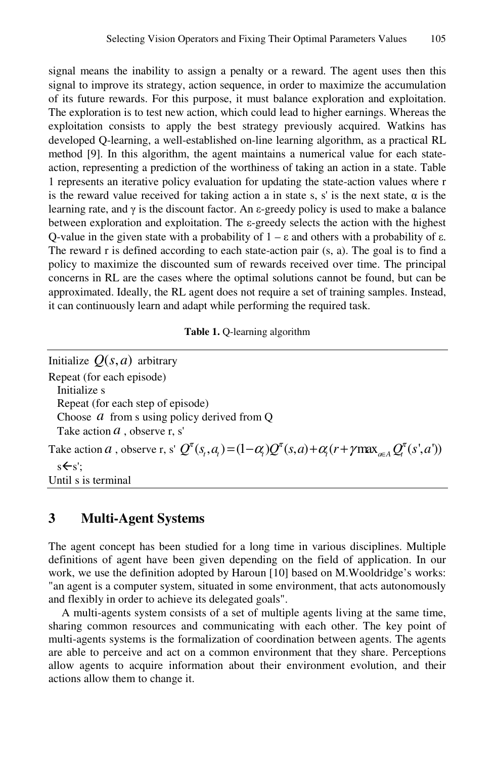signal means the inability to assign a penalty or a reward. The agent uses then this signal to improve its strategy, action sequence, in order to maximize the accumulation of its future rewards. For this purpose, it must balance exploration and exploitation. The exploration is to test new action, which could lead to higher earnings. Whereas the exploitation consists to apply the best strategy previously acquired. Watkins has developed Q-learning, a well-established on-line learning algorithm, as a practical RL method [9]. In this algorithm, the agent maintains a numerical value for each state-action, representing a prediction of the worthiness of taking an action in a state. Table 1 represents an iterative policy evaluation for updating the state-action values where r is the reward value received for taking action a in state s, s' is the next state, $\alpha$ is the learning rate, and $\gamma$ is the discount factor. An $\varepsilon$-greedy policy is used to make a balance between exploration and exploitation. The $\varepsilon$-greedy selects the action with the highest Q-value in the given state with a probability of $1 - \varepsilon$ and others with a probability of $\varepsilon$. The reward r is defined according to each state-action pair (s, a). The goal is to find a policy to maximize the discounted sum of rewards received over time. The principal concerns in RL are the cases where the optimal solutions cannot be found, but can be approximated. Ideally, the RL agent does not require a set of training samples. Instead, it can continuously learn and adapt while performing the required task.

**Table 1.** Q-learning algorithm

Initialize $Q(s,a)$ arbitrary  
Repeat (for each episode)  
  Initialize s  
  Repeat (for each step of episode)  
  Choose $a$ from s using policy derived from Q  
  Take action $a$, observe r, s'  
Take action $a$, observe r, s' $Q^{\pi}(s_t,a_t)=(1-\alpha_t)Q^{\pi}(s,a)+\alpha_t(r+\gamma\max_{a\in A}Q^{\pi}_t(s',a'))$  
  s←s';  
Until s is terminal

## 3 Multi-Agent Systems

The agent concept has been studied for a long time in various disciplines. Multiple definitions of agent have been given depending on the field of application. In our work, we use the definition adopted by Haroun [10] based on M.Wooldridge's works: "an agent is a computer system, situated in some environment, that acts autonomously and flexibly in order to achieve its delegated goals".

A multi-agents system consists of a set of multiple agents living at the same time, sharing common resources and communicating with each other. The key point of multi-agents systems is the formalization of coordination between agents. The agents are able to perceive and act on a common environment that they share. Perceptions allow agents to acquire information about their environment evolution, and their actions allow them to change it.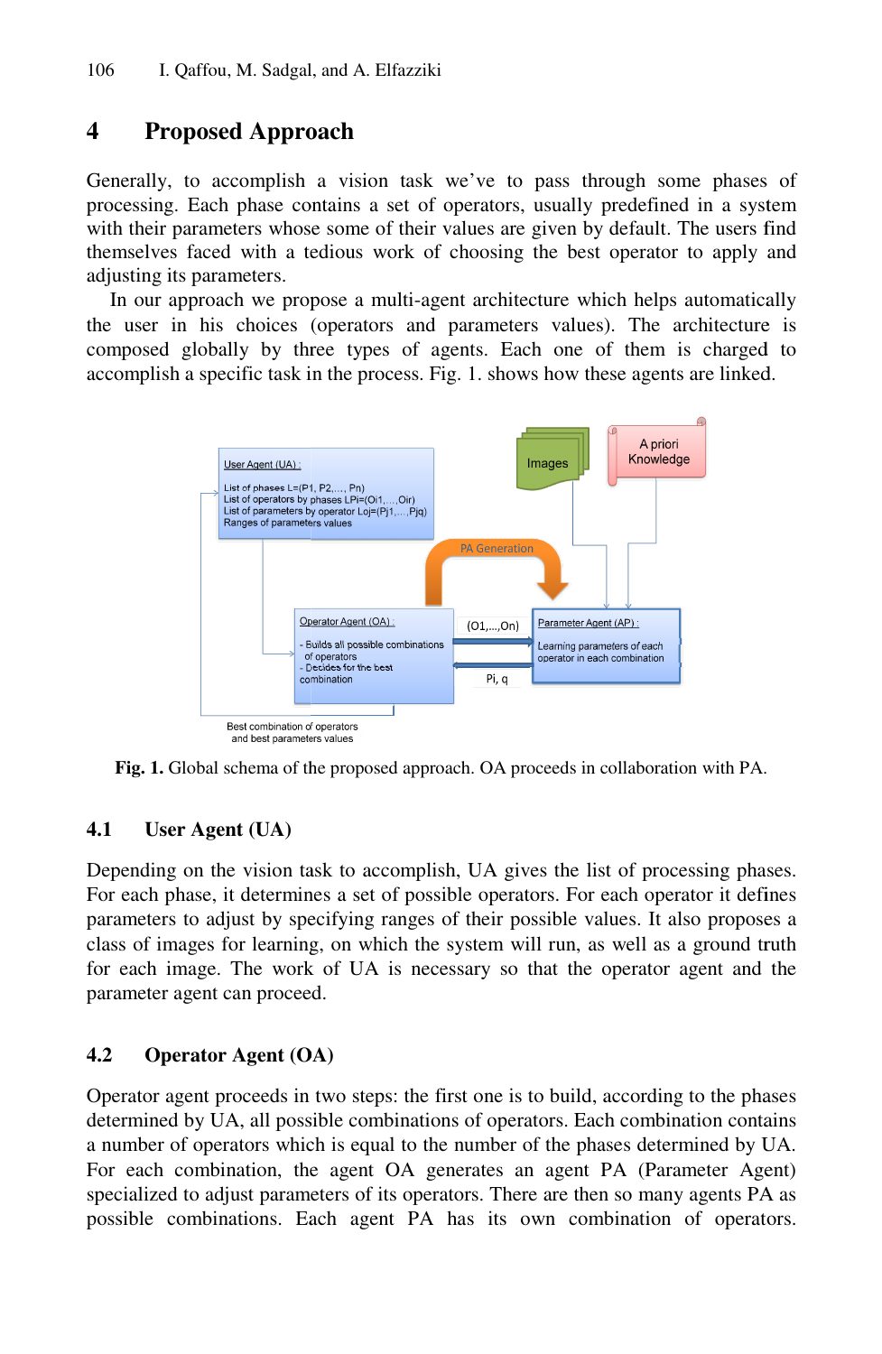# 4 Proposed Approach

Generally, to accomplish a vision task we've to pass through some phases of processing. Each phase contains a set of operators, usually predefined in a system with their parameters whose some of their values are given by default. The users find themselves faced with a tedious work of choosing the best operator to apply and adjusting its parameters.

In our approach we propose a multi-agent architecture which helps automatically the user in his choices (operators and parameters values). The architecture is composed globally by three types of agents. Each one of them is charged to accomplish a specific task in the process. Fig. 1. shows how these agents are linked.

**Fig. 1.** Global schema of the proposed approach. OA proceeds in collaboration with PA.

## 4.1 User Agent (UA)

Depending on the vision task to accomplish, UA gives the list of processing phases. For each phase, it determines a set of possible operators. For each operator it defines parameters to adjust by specifying ranges of their possible values. It also proposes a class of images for learning, on which the system will run, as well as a ground truth for each image. The work of UA is necessary so that the operator agent and the parameter agent can proceed.

## 4.2 Operator Agent (OA)

Operator agent proceeds in two steps: the first one is to build, according to the phases determined by UA, all possible combinations of operators. Each combination contains a number of operators which is equal to the number of the phases determined by UA. For each combination, the agent OA generates an agent PA (Parameter Agent) specialized to adjust parameters of its operators. There are then so many agents PA as possible combinations. Each agent PA has its own combination of operators.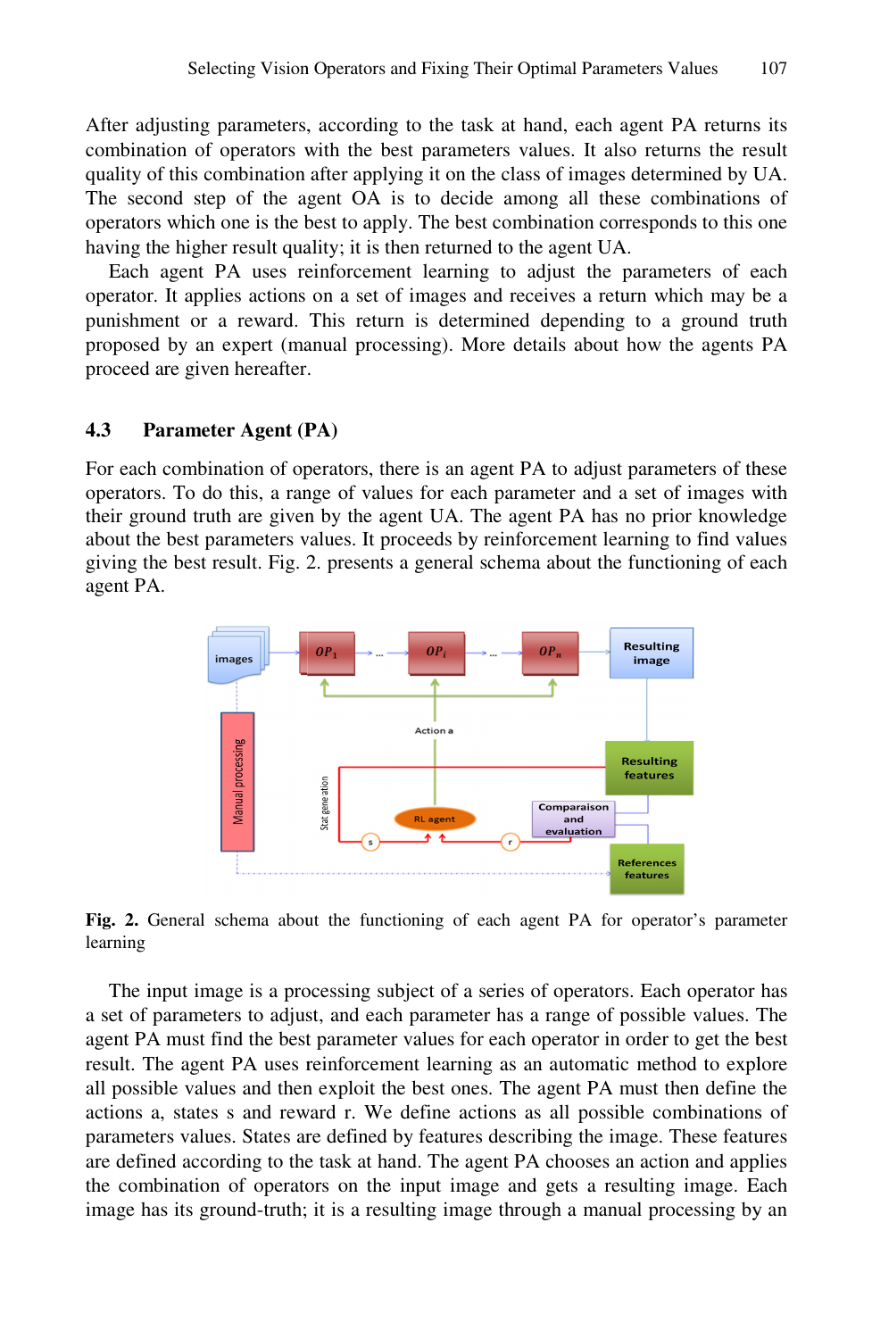After adjusting parameters, according to the task at hand, each agent PA returns its combination of operators with the best parameters values. It also returns the result quality of this combination after applying it on the class of images determined by UA. The second step of the agent OA is to decide among all these combinations of operators which one is the best to apply. The best combination corresponds to this one having the higher result quality; it is then returned to the agent UA.

Each agent PA uses reinforcement learning to adjust the parameters of each operator. It applies actions on a set of images and receives a return which may be a punishment or a reward. This return is determined depending to a ground truth proposed by an expert (manual processing). More details about how the agents PA proceed are given hereafter.

## 4.3 Parameter Agent (PA)

For each combination of operators, there is an agent PA to adjust parameters of these operators. To do this, a range of values for each parameter and a set of images with their ground truth are given by the agent UA. The agent PA has no prior knowledge about the best parameters values. It proceeds by reinforcement learning to find values giving the best result. Fig. 2. presents a general schema about the functioning of each agent PA.

**Fig. 2.** General schema about the functioning of each agent PA for operator's parameter learning

The input image is a processing subject of a series of operators. Each operator has a set of parameters to adjust, and each parameter has a range of possible values. The agent PA must find the best parameter values for each operator in order to get the best result. The agent PA uses reinforcement learning as an automatic method to explore all possible values and then exploit the best ones. The agent PA must then define the actions a, states s and reward r. We define actions as all possible combinations of parameters values. States are defined by features describing the image. These features are defined according to the task at hand. The agent PA chooses an action and applies the combination of operators on the input image and gets a resulting image. Each image has its ground-truth; it is a resulting image through a manual processing by an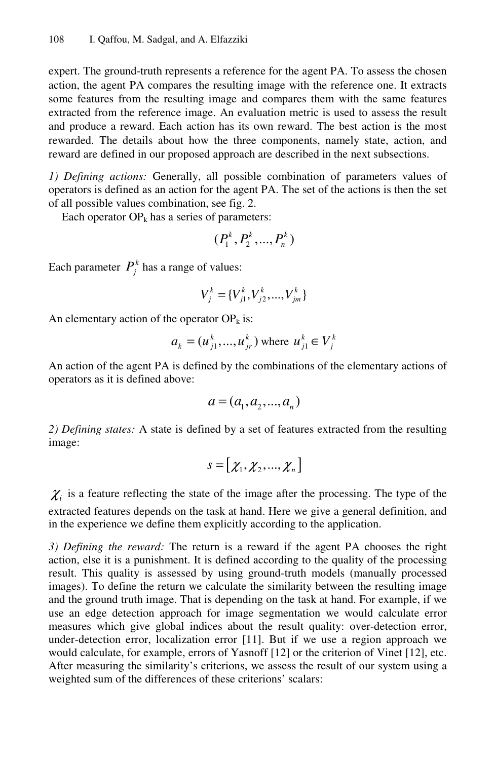expert. The ground-truth represents a reference for the agent PA. To assess the chosen action, the agent PA compares the resulting image with the reference one. It extracts some features from the resulting image and compares them with the same features extracted from the reference image. An evaluation metric is used to assess the result and produce a reward. Each action has its own reward. The best action is the most rewarded. The details about how the three components, namely state, action, and reward are defined in our proposed approach are described in the next subsections.

*1) Defining actions:* Generally, all possible combination of parameters values of operators is defined as an action for the agent PA. The set of the actions is then the set of all possible values combination, see fig. 2.

Each operator $OP_k$ has a series of parameters:

$$(P_1^k, P_2^k, ..., P_n^k)$$

Each parameter $P_j^k$ has a range of values:

$$V_j^k = \{V_{j1}^k, V_{j2}^k, ..., V_{jm}^k\}$$

An elementary action of the operator $OP_k$ is:

$$a_k = (u_{j1}^k, ..., u_{jr}^k) \text{ where } u_{j1}^k \in V_j^k$$

An action of the agent PA is defined by the combinations of the elementary actions of operators as it is defined above:

$$a = (a_1, a_2, ..., a_n)$$

*2) Defining states:* A state is defined by a set of features extracted from the resulting image:

$$s = [\chi_1, \chi_2, ..., \chi_n]$$

$\chi_i$ is a feature reflecting the state of the image after the processing. The type of the extracted features depends on the task at hand. Here we give a general definition, and in the experience we define them explicitly according to the application.

*3) Defining the reward:* The return is a reward if the agent PA chooses the right action, else it is a punishment. It is defined according to the quality of the processing result. This quality is assessed by using ground-truth models (manually processed images). To define the return we calculate the similarity between the resulting image and the ground truth image. That is depending on the task at hand. For example, if we use an edge detection approach for image segmentation we would calculate error measures which give global indices about the result quality: over-detection error, under-detection error, localization error [11]. But if we use a region approach we would calculate, for example, errors of Yasnoff [12] or the criterion of Vinet [12], etc. After measuring the similarity's criterions, we assess the result of our system using a weighted sum of the differences of these criterions' scalars: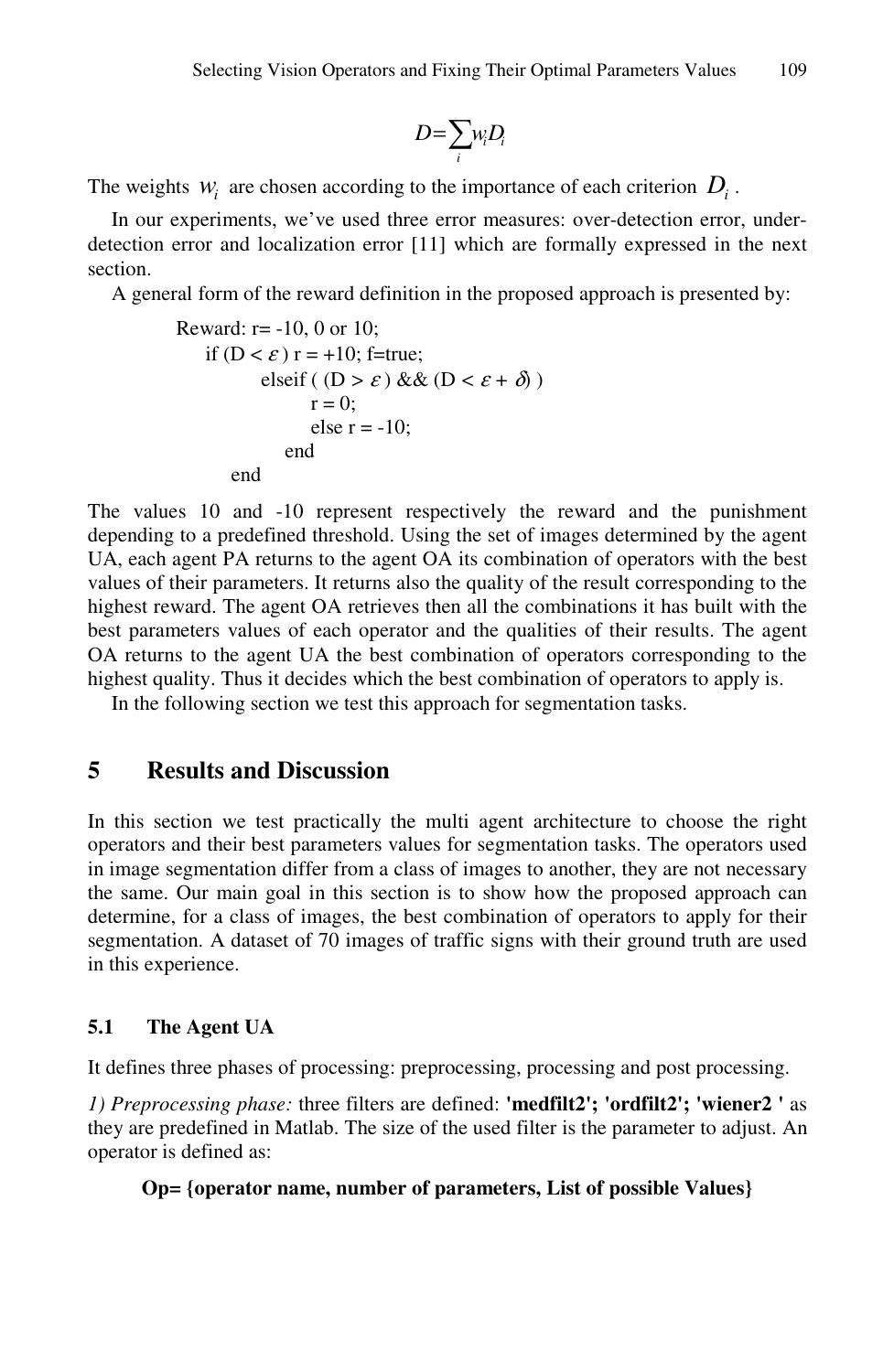$$D = \sum_i w_i D_i$$

The weights $w_i$ are chosen according to the importance of each criterion $D_i$.

In our experiments, we've used three error measures: over-detection error, under-detection error and localization error [11] which are formally expressed in the next section.

A general form of the reward definition in the proposed approach is presented by:

```
Reward: r= -10, 0 or 10;
    if (D < ε ) r = +10; f=true;
            elseif ( (D > ε ) && (D < ε + δ) )
                    r = 0;
                    else r = -10;
                end
        end
```

The values 10 and -10 represent respectively the reward and the punishment depending to a predefined threshold. Using the set of images determined by the agent UA, each agent PA returns to the agent OA its combination of operators with the best values of their parameters. It returns also the quality of the result corresponding to the highest reward. The agent OA retrieves then all the combinations it has built with the best parameters values of each operator and the qualities of their results. The agent OA returns to the agent UA the best combination of operators corresponding to the highest quality. Thus it decides which the best combination of operators to apply is.

In the following section we test this approach for segmentation tasks.

## 5 Results and Discussion

In this section we test practically the multi agent architecture to choose the right operators and their best parameters values for segmentation tasks. The operators used in image segmentation differ from a class of images to another, they are not necessary the same. Our main goal in this section is to show how the proposed approach can determine, for a class of images, the best combination of operators to apply for their segmentation. A dataset of 70 images of traffic signs with their ground truth are used in this experience.

### 5.1 The Agent UA

It defines three phases of processing: preprocessing, processing and post processing.

*1) Preprocessing phase:* three filters are defined: **'medfilt2'; 'ordfilt2'; 'wiener2 '** as they are predefined in Matlab. The size of the used filter is the parameter to adjust. An operator is defined as:

**Op= {operator name, number of parameters, List of possible Values}**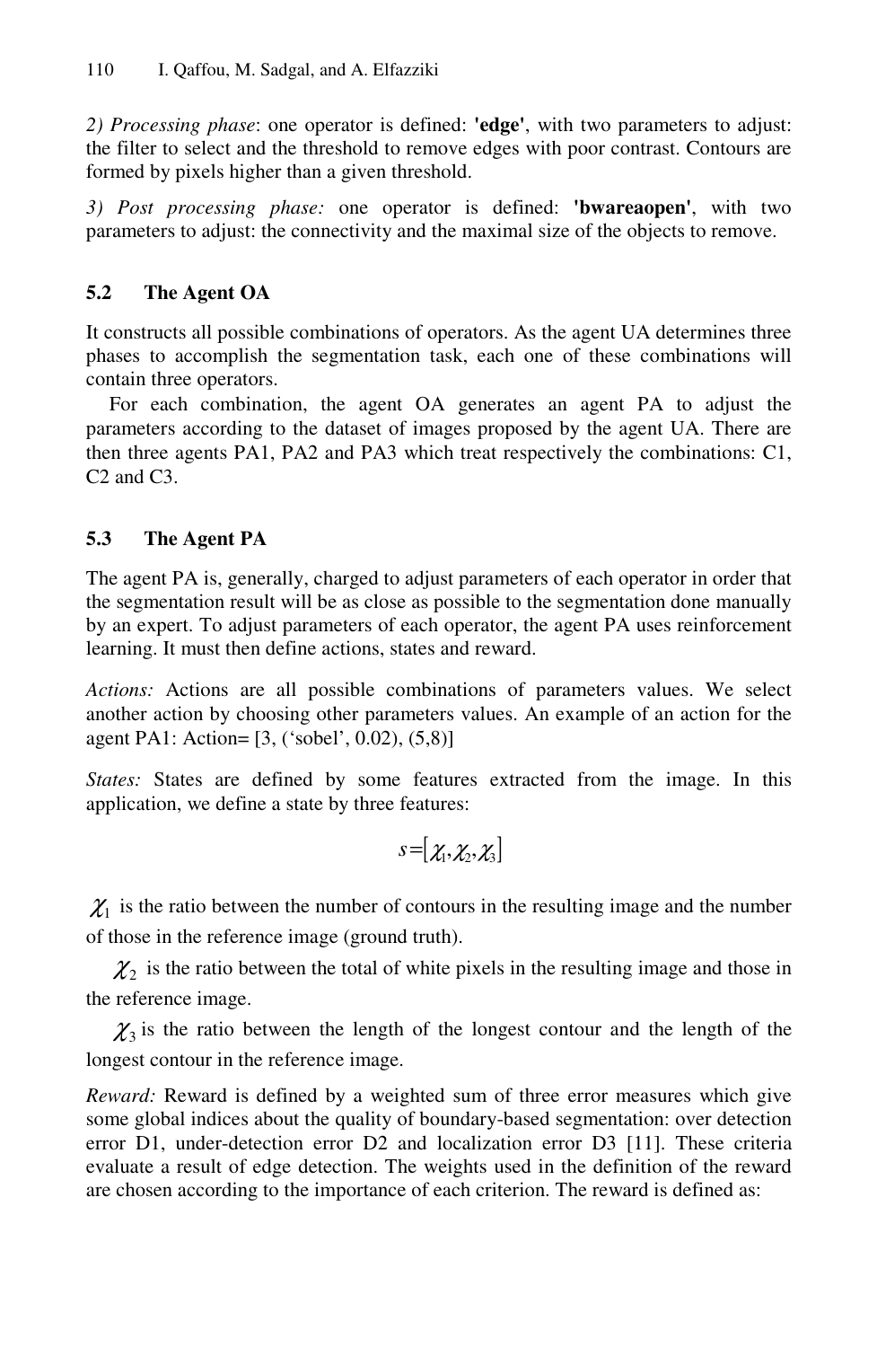*2) Processing phase*: one operator is defined: **'edge'**, with two parameters to adjust: the filter to select and the threshold to remove edges with poor contrast. Contours are formed by pixels higher than a given threshold.

*3) Post processing phase:* one operator is defined: **'bwareaopen'**, with two parameters to adjust: the connectivity and the maximal size of the objects to remove.

### 5.2 The Agent OA

It constructs all possible combinations of operators. As the agent UA determines three phases to accomplish the segmentation task, each one of these combinations will contain three operators.

For each combination, the agent OA generates an agent PA to adjust the parameters according to the dataset of images proposed by the agent UA. There are then three agents PA1, PA2 and PA3 which treat respectively the combinations: C1, C2 and C3.

### 5.3 The Agent PA

The agent PA is, generally, charged to adjust parameters of each operator in order that the segmentation result will be as close as possible to the segmentation done manually by an expert. To adjust parameters of each operator, the agent PA uses reinforcement learning. It must then define actions, states and reward.

*Actions:* Actions are all possible combinations of parameters values. We select another action by choosing other parameters values. An example of an action for the agent PA1: Action= [3, ('sobel', 0.02), (5,8)]

*States:* States are defined by some features extracted from the image. In this application, we define a state by three features:

$$s=[\chi_1,\chi_2,\chi_3]$$

$\chi_1$ is the ratio between the number of contours in the resulting image and the number of those in the reference image (ground truth).

$\chi_2$ is the ratio between the total of white pixels in the resulting image and those in the reference image.

$\chi_3$ is the ratio between the length of the longest contour and the length of the longest contour in the reference image.

*Reward:* Reward is defined by a weighted sum of three error measures which give some global indices about the quality of boundary-based segmentation: over detection error D1, under-detection error D2 and localization error D3 [11]. These criteria evaluate a result of edge detection. The weights used in the definition of the reward are chosen according to the importance of each criterion. The reward is defined as: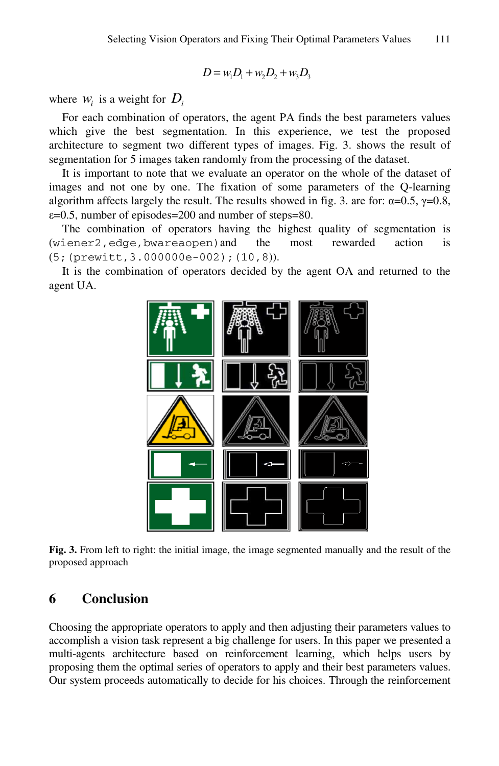$$D = w_1 D_1 + w_2 D_2 + w_3 D_3$$

where $w_i$ is a weight for $D_i$

For each combination of operators, the agent PA finds the best parameters values which give the best segmentation. In this experience, we test the proposed architecture to segment two different types of images. Fig. 3. shows the result of segmentation for 5 images taken randomly from the processing of the dataset.

It is important to note that we evaluate an operator on the whole of the dataset of images and not one by one. The fixation of some parameters of the Q-learning algorithm affects largely the result. The results showed in fig. 3. are for: $\alpha$=0.5, $\gamma$=0.8, $\varepsilon$=0.5, number of episodes=200 and number of steps=80.

The combination of operators having the highest quality of segmentation is `(wiener2,edge,bwareaopen)` and the most rewarded action is `(5;(prewitt,3.000000e-002);(10,8))`.

It is the combination of operators decided by the agent OA and returned to the agent UA.

**Fig. 3.** From left to right: the initial image, the image segmented manually and the result of the proposed approach

## 6 Conclusion

Choosing the appropriate operators to apply and then adjusting their parameters values to accomplish a vision task represent a big challenge for users. In this paper we presented a multi-agents architecture based on reinforcement learning, which helps users by proposing them the optimal series of operators to apply and their best parameters values. Our system proceeds automatically to decide for his choices. Through the reinforcement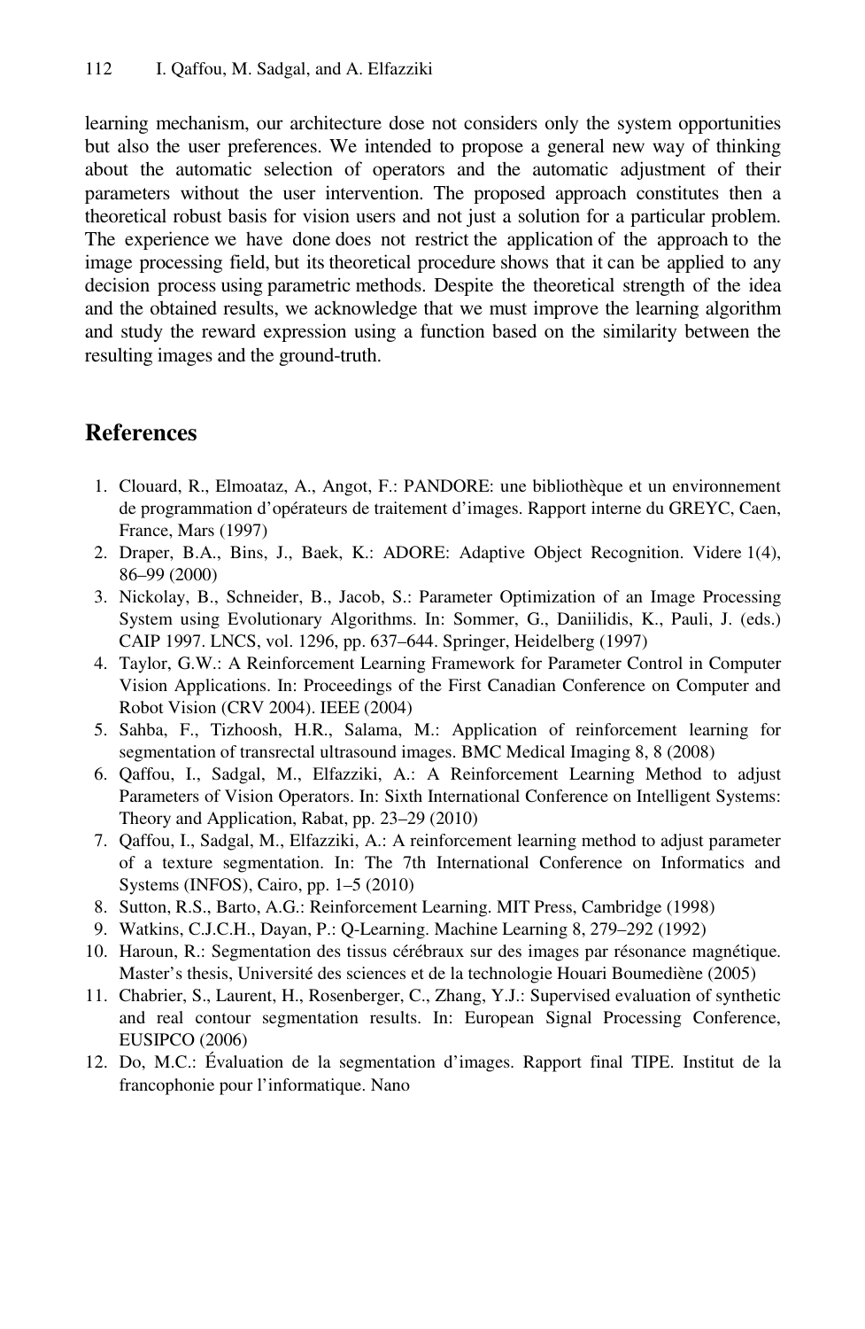learning mechanism, our architecture dose not considers only the system opportunities but also the user preferences. We intended to propose a general new way of thinking about the automatic selection of operators and the automatic adjustment of their parameters without the user intervention. The proposed approach constitutes then a theoretical robust basis for vision users and not just a solution for a particular problem. The experience we have done does not restrict the application of the approach to the image processing field, but its theoretical procedure shows that it can be applied to any decision process using parametric methods. Despite the theoretical strength of the idea and the obtained results, we acknowledge that we must improve the learning algorithm and study the reward expression using a function based on the similarity between the resulting images and the ground-truth.

## References

1. Clouard, R., Elmoataz, A., Angot, F.: PANDORE: une bibliothèque et un environnement de programmation d'opérateurs de traitement d'images. Rapport interne du GREYC, Caen, France, Mars (1997)
2. Draper, B.A., Bins, J., Baek, K.: ADORE: Adaptive Object Recognition. Videre 1(4), 86–99 (2000)
3. Nickolay, B., Schneider, B., Jacob, S.: Parameter Optimization of an Image Processing System using Evolutionary Algorithms. In: Sommer, G., Daniilidis, K., Pauli, J. (eds.) CAIP 1997. LNCS, vol. 1296, pp. 637–644. Springer, Heidelberg (1997)
4. Taylor, G.W.: A Reinforcement Learning Framework for Parameter Control in Computer Vision Applications. In: Proceedings of the First Canadian Conference on Computer and Robot Vision (CRV 2004). IEEE (2004)
5. Sahba, F., Tizhoosh, H.R., Salama, M.: Application of reinforcement learning for segmentation of transrectal ultrasound images. BMC Medical Imaging 8, 8 (2008)
6. Qaffou, I., Sadgal, M., Elfazziki, A.: A Reinforcement Learning Method to adjust Parameters of Vision Operators. In: Sixth International Conference on Intelligent Systems: Theory and Application, Rabat, pp. 23–29 (2010)
7. Qaffou, I., Sadgal, M., Elfazziki, A.: A reinforcement learning method to adjust parameter of a texture segmentation. In: The 7th International Conference on Informatics and Systems (INFOS), Cairo, pp. 1–5 (2010)
8. Sutton, R.S., Barto, A.G.: Reinforcement Learning. MIT Press, Cambridge (1998)
9. Watkins, C.J.C.H., Dayan, P.: Q-Learning. Machine Learning 8, 279–292 (1992)
10. Haroun, R.: Segmentation des tissus cérébraux sur des images par résonance magnétique. Master's thesis, Université des sciences et de la technologie Houari Boumediène (2005)
11. Chabrier, S., Laurent, H., Rosenberger, C., Zhang, Y.J.: Supervised evaluation of synthetic and real contour segmentation results. In: European Signal Processing Conference, EUSIPCO (2006)
12. Do, M.C.: Évaluation de la segmentation d'images. Rapport final TIPE. Institut de la francophonie pour l'informatique. Nano